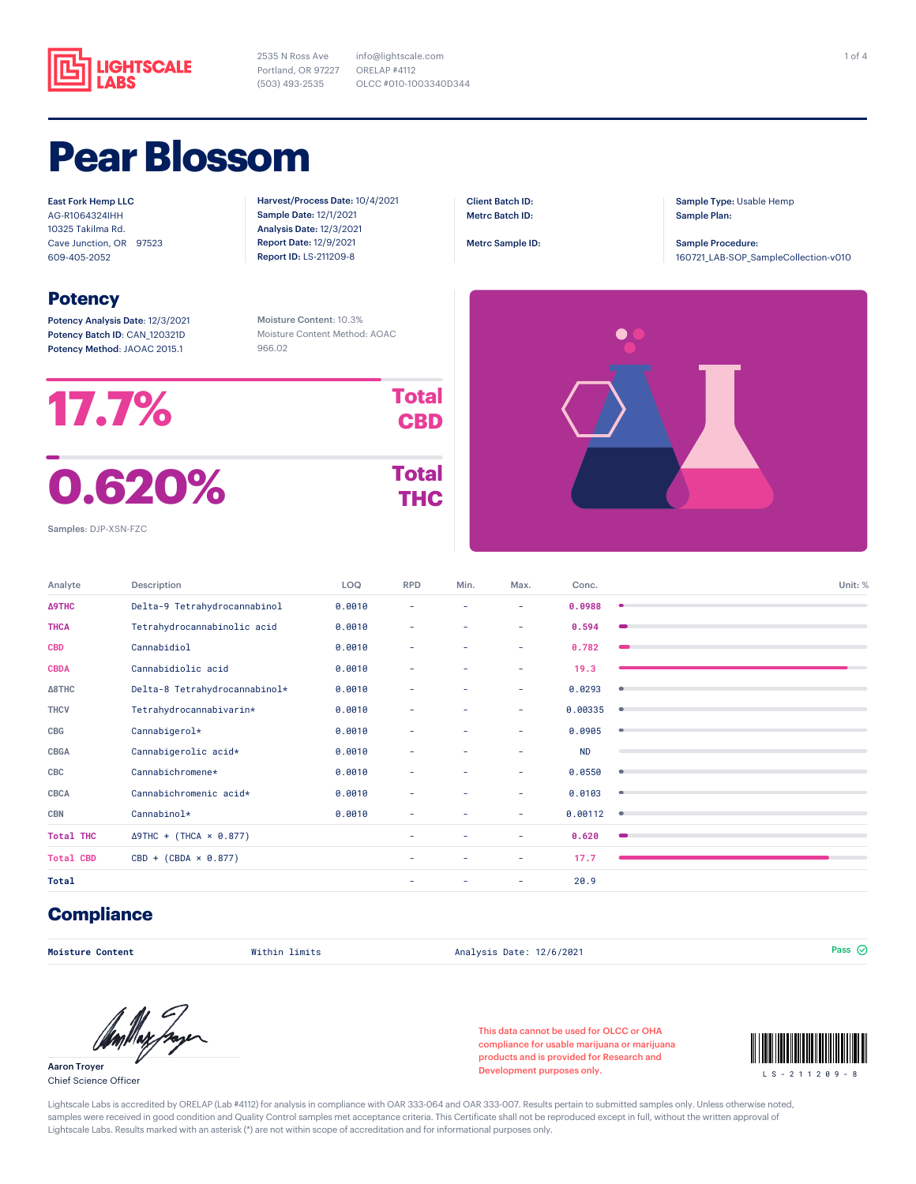**LIGHTSCALE LABS**

2535 N Ross Ave
Portland, OR 97227
(503) 493-2535

info@lightscale.com
ORELAP #4112
OLCC #010-1003340D344

# Pear Blossom

East Fork Hemp LLC
AG-R1064324IHH
10325 Takilma Rd.
Cave Junction, OR 97523
609-405-2052

**Harvest/Process Date:** 10/4/2021
**Sample Date:** 12/1/2021
**Analysis Date:** 12/3/2021
**Report Date:** 12/9/2021
**Report ID:** LS-211209-8

**Client Batch ID:**
**Metrc Batch ID:**

**Metrc Sample ID:**

**Sample Type:** Usable Hemp
**Sample Plan:**

**Sample Procedure:**
160721_LAB-SOP_SampleCollection-v010

## Potency

**Potency Analysis Date:** 12/3/2021
**Potency Batch ID:** CAN_120321D
**Potency Method:** JAOAC 2015.1

Moisture Content: 10.3%
Moisture Content Method: AOAC 966.02

**17.7%** Total CBD

**0.620%** Total THC

Samples: DJP-XSN-FZC

| Analyte | Description | LOQ | RPD | Min. | Max. | Conc. |
|---|---|---|---|---|---|---|
| Δ9THC | Delta-9 Tetrahydrocannabinol | 0.0010 | – | – | – | 0.0988 |
| THCA | Tetrahydrocannabinolic acid | 0.0010 | – | – | – | 0.594 |
| CBD | Cannabidiol | 0.0010 | – | – | – | 0.782 |
| CBDA | Cannabidiolic acid | 0.0010 | – | – | – | 19.3 |
| Δ8THC | Delta-8 Tetrahydrocannabinol* | 0.0010 | – | – | – | 0.0293 |
| THCV | Tetrahydrocannabivarin* | 0.0010 | – | – | – | 0.00335 |
| CBG | Cannabigerol* | 0.0010 | – | – | – | 0.0905 |
| CBGA | Cannabigerolic acid* | 0.0010 | – | – | – | ND |
| CBC | Cannabichromene* | 0.0010 | – | – | – | 0.0550 |
| CBCA | Cannabichromenic acid* | 0.0010 | – | – | – | 0.0103 |
| CBN | Cannabinol* | 0.0010 | – | – | – | 0.00112 |
| Total THC | Δ9THC + (THCA × 0.877) | | – | – | – | 0.620 |
| Total CBD | CBD + (CBDA × 0.877) | | – | – | – | 17.7 |
| Total | | | – | – | – | 20.9 |

Unit: %

## Compliance

| Test | Result | Analysis Date | Status |
|---|---|---|---|
| Moisture Content | Within limits | Analysis Date: 12/6/2021 | Pass |

Aaron Troyer
Chief Science Officer

This data cannot be used for OLCC or OHA compliance for usable marijuana or marijuana products and is provided for Research and Development purposes only.

LS-211209-8

Lightscale Labs is accredited by ORELAP (Lab #4112) for analysis in compliance with OAR 333-064 and OAR 333-007. Results pertain to submitted samples only. Unless otherwise noted, samples were received in good condition and Quality Control samples met acceptance criteria. This Certificate shall not be reproduced except in full, without the written approval of Lightscale Labs. Results marked with an asterisk (*) are not within scope of accreditation and for informational purposes only.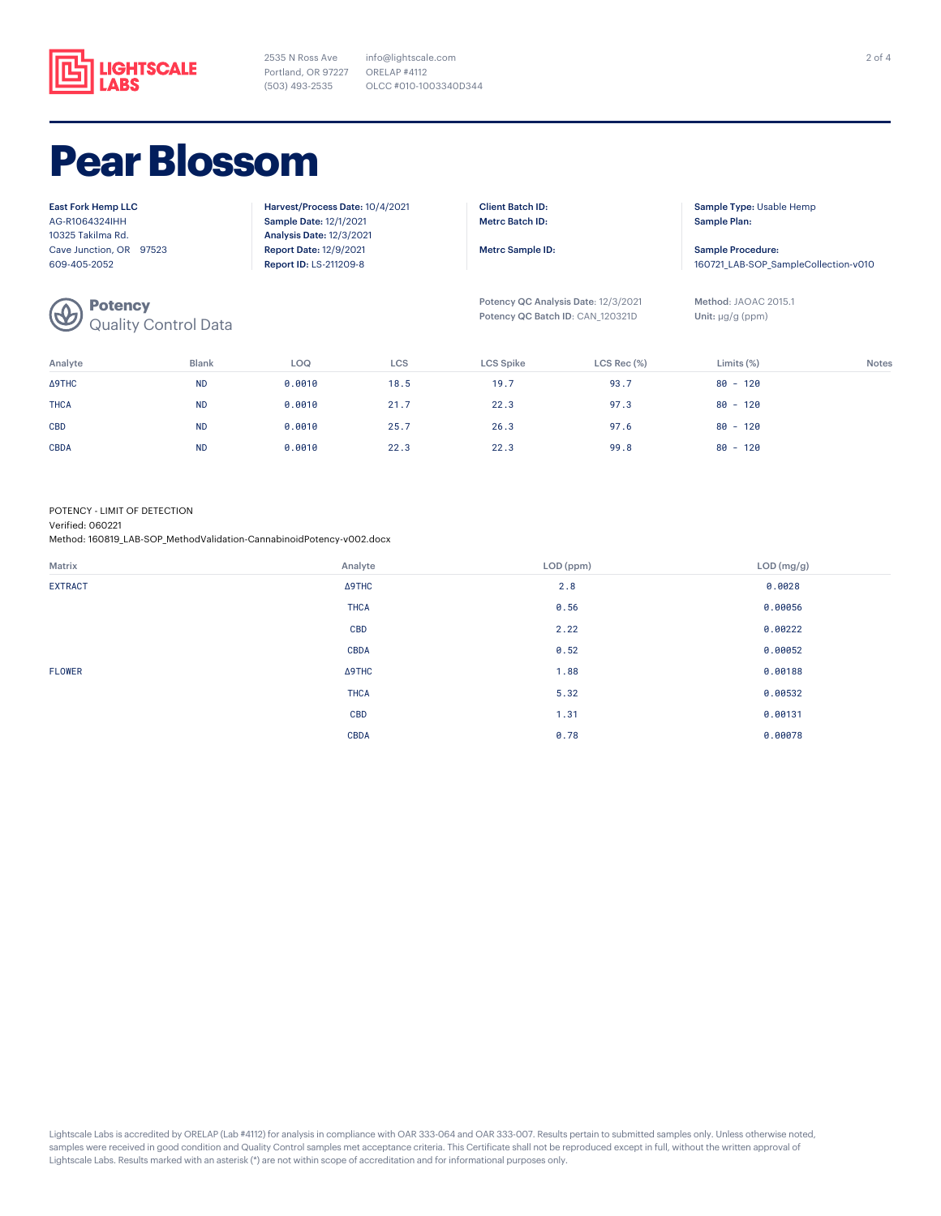LIGHTSCALE LABS

2535 N Ross Ave
Portland, OR 97227
(503) 493-2535

info@lightscale.com
ORELAP #4112
OLCC #010-1003340D344

# Pear Blossom

**East Fork Hemp LLC**
AG-R1064324IHH
10325 Takilma Rd.
Cave Junction, OR 97523
609-405-2052

**Harvest/Process Date:** 10/4/2021
**Sample Date:** 12/1/2021
**Analysis Date:** 12/3/2021
**Report Date:** 12/9/2021
**Report ID:** LS-211209-8

**Client Batch ID:**
**Metrc Batch ID:**

**Metrc Sample ID:**

**Sample Type:** Usable Hemp
**Sample Plan:**

**Sample Procedure:**
160721_LAB-SOP_SampleCollection-v010

## Potency
Quality Control Data

**Potency QC Analysis Date:** 12/3/2021
**Potency QC Batch ID:** CAN_120321D

**Method:** JAOAC 2015.1
**Unit:** µg/g (ppm)

| Analyte | Blank | LOQ | LCS | LCS Spike | LCS Rec (%) | Limits (%) | Notes |
|---|---|---|---|---|---|---|---|
| Δ9THC | ND | 0.0010 | 18.5 | 19.7 | 93.7 | 80 - 120 | |
| THCA | ND | 0.0010 | 21.7 | 22.3 | 97.3 | 80 - 120 | |
| CBD | ND | 0.0010 | 25.7 | 26.3 | 97.6 | 80 - 120 | |
| CBDA | ND | 0.0010 | 22.3 | 22.3 | 99.8 | 80 - 120 | |

POTENCY - LIMIT OF DETECTION
Verified: 060221
Method: 160819_LAB-SOP_MethodValidation-CannabinoidPotency-v002.docx

| Matrix | Analyte | LOD (ppm) | LOD (mg/g) |
|---|---|---|---|
| EXTRACT | Δ9THC | 2.8 | 0.0028 |
| | THCA | 0.56 | 0.00056 |
| | CBD | 2.22 | 0.00222 |
| | CBDA | 0.52 | 0.00052 |
| FLOWER | Δ9THC | 1.88 | 0.00188 |
| | THCA | 5.32 | 0.00532 |
| | CBD | 1.31 | 0.00131 |
| | CBDA | 0.78 | 0.00078 |

Lightscale Labs is accredited by ORELAP (Lab #4112) for analysis in compliance with OAR 333-064 and OAR 333-007. Results pertain to submitted samples only. Unless otherwise noted, samples were received in good condition and Quality Control samples met acceptance criteria. This Certificate shall not be reproduced except in full, without the written approval of Lightscale Labs. Results marked with an asterisk (*) are not within scope of accreditation and for informational purposes only.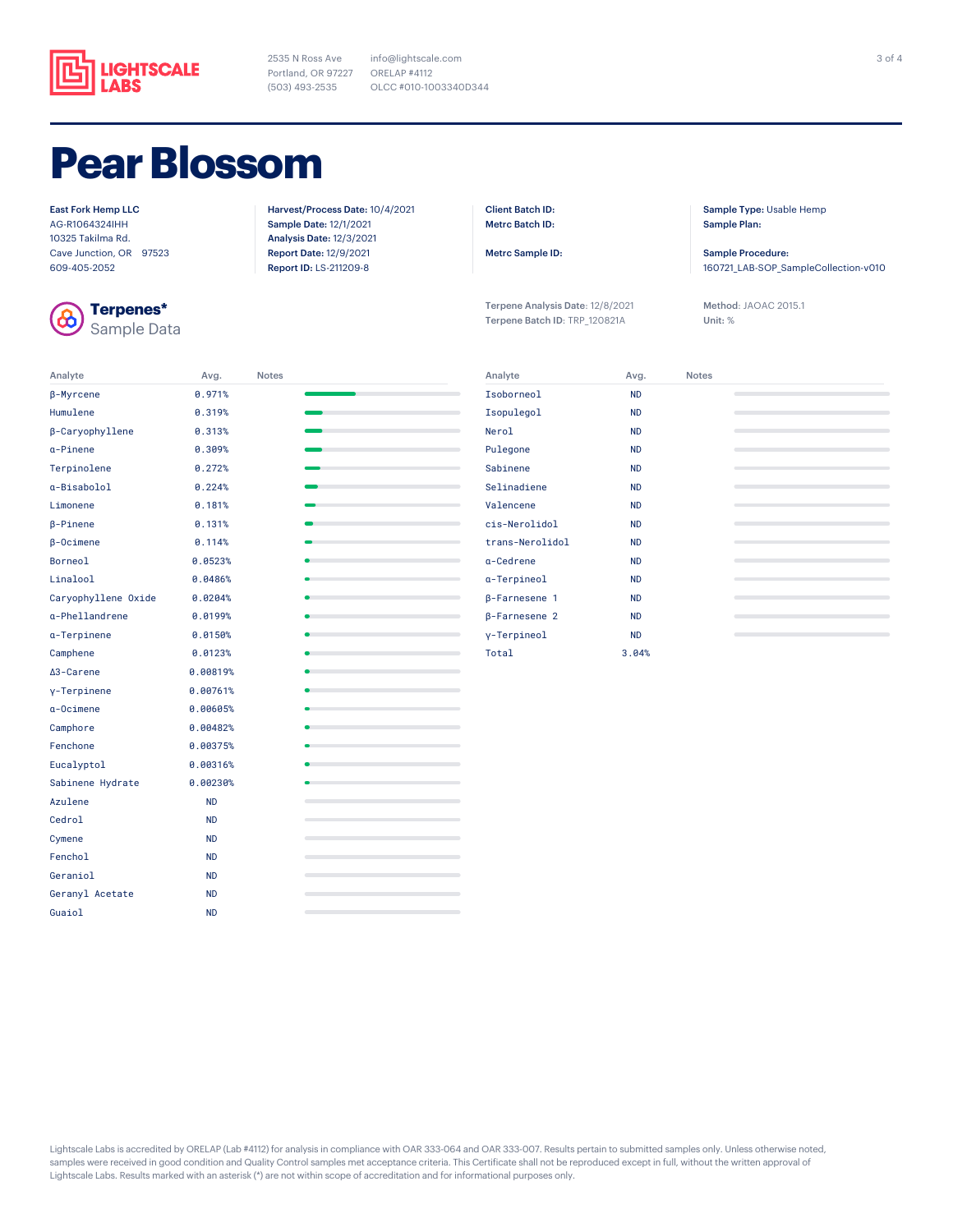LIGHTSCALE LABS

2535 N Ross Ave
Portland, OR 97227
(503) 493-2535

info@lightscale.com
ORELAP #4112
OLCC #010-1003340D344

# Pear Blossom

**East Fork Hemp LLC**
AG-R1064324IHH
10325 Takilma Rd.
Cave Junction, OR 97523
609-405-2052

**Harvest/Process Date:** 10/4/2021
**Sample Date:** 12/1/2021
**Analysis Date:** 12/3/2021
**Report Date:** 12/9/2021
**Report ID:** LS-211209-8

**Client Batch ID:**
**Metrc Batch ID:**

**Metrc Sample ID:**

**Sample Type:** Usable Hemp
**Sample Plan:**

**Sample Procedure:**
160721_LAB-SOP_SampleCollection-v010

## Terpenes*
Sample Data

**Terpene Analysis Date:** 12/8/2021
**Terpene Batch ID:** TRP_120821A

**Method:** JAOAC 2015.1
**Unit:** %

| Analyte | Avg. | Notes |
|---|---|---|
| β-Myrcene | 0.971% | |
| Humulene | 0.319% | |
| β-Caryophyllene | 0.313% | |
| α-Pinene | 0.309% | |
| Terpinolene | 0.272% | |
| α-Bisabolol | 0.224% | |
| Limonene | 0.181% | |
| β-Pinene | 0.131% | |
| β-Ocimene | 0.114% | |
| Borneol | 0.0523% | |
| Linalool | 0.0486% | |
| Caryophyllene Oxide | 0.0204% | |
| α-Phellandrene | 0.0199% | |
| α-Terpinene | 0.0150% | |
| Camphene | 0.0123% | |
| Δ3-Carene | 0.00819% | |
| γ-Terpinene | 0.00761% | |
| α-Ocimene | 0.00605% | |
| Camphore | 0.00482% | |
| Fenchone | 0.00375% | |
| Eucalyptol | 0.00316% | |
| Sabinene Hydrate | 0.00230% | |
| Azulene | ND | |
| Cedrol | ND | |
| Cymene | ND | |
| Fenchol | ND | |
| Geraniol | ND | |
| Geranyl Acetate | ND | |
| Guaiol | ND | |
| Isoborneol | ND | |
| Isopulegol | ND | |
| Nerol | ND | |
| Pulegone | ND | |
| Sabinene | ND | |
| Selinadiene | ND | |
| Valencene | ND | |
| cis-Nerolidol | ND | |
| trans-Nerolidol | ND | |
| α-Cedrene | ND | |
| α-Terpineol | ND | |
| β-Farnesene 1 | ND | |
| β-Farnesene 2 | ND | |
| γ-Terpineol | ND | |
| Total | 3.04% | |

Lightscale Labs is accredited by ORELAP (Lab #4112) for analysis in compliance with OAR 333-064 and OAR 333-007. Results pertain to submitted samples only. Unless otherwise noted, samples were received in good condition and Quality Control samples met acceptance criteria. This Certificate shall not be reproduced except in full, without the written approval of Lightscale Labs. Results marked with an asterisk (*) are not within scope of accreditation and for informational purposes only.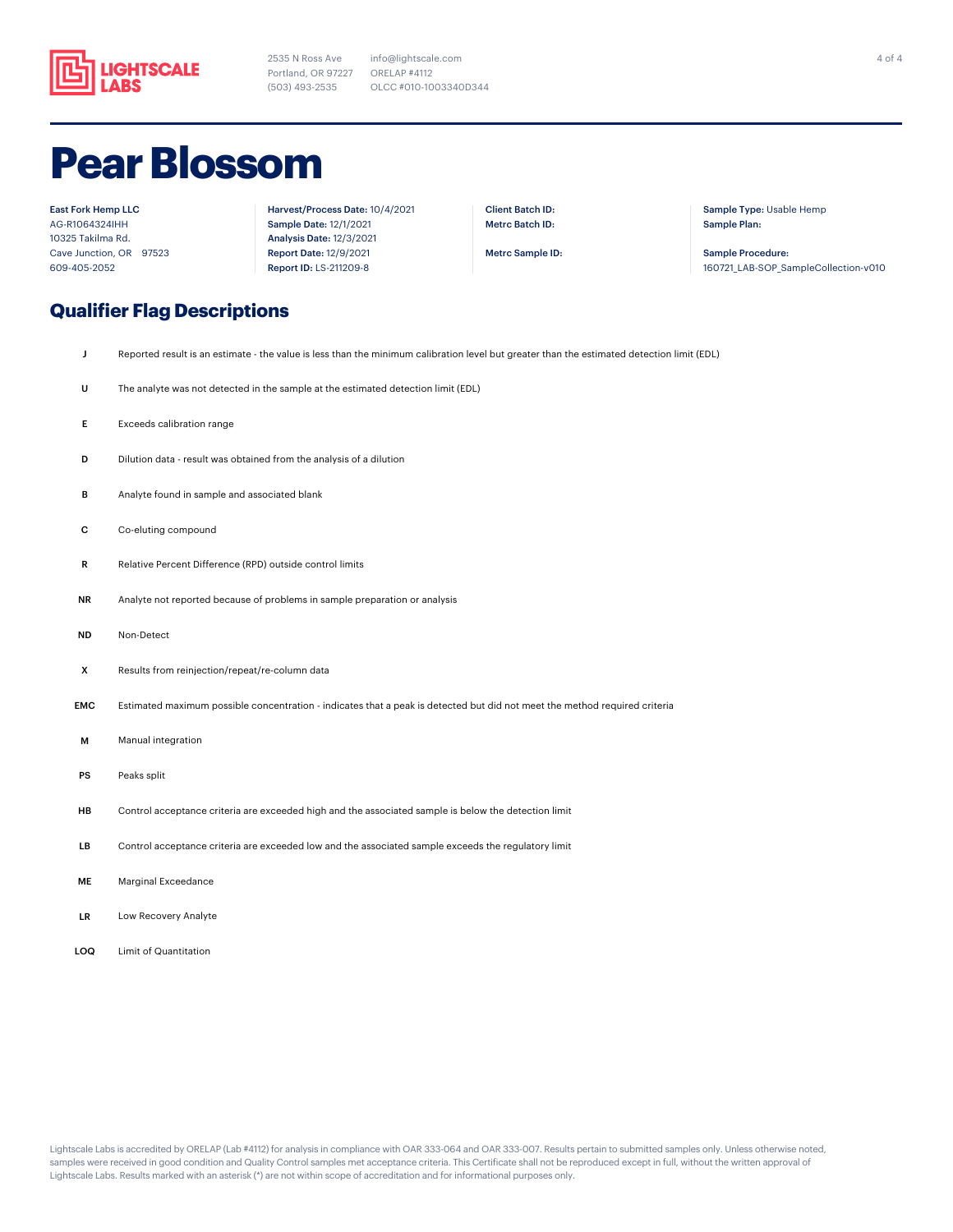LIGHTSCALE LABS

2535 N Ross Ave
Portland, OR 97227
(503) 493-2535

info@lightscale.com
ORELAP #4112
OLCC #010-1003340D344

# Pear Blossom

**East Fork Hemp LLC**
AG-R1064324IHH
10325 Takilma Rd.
Cave Junction, OR 97523
609-405-2052

**Harvest/Process Date:** 10/4/2021
**Sample Date:** 12/1/2021
**Analysis Date:** 12/3/2021
**Report Date:** 12/9/2021
**Report ID:** LS-211209-8

**Client Batch ID:**
**Metrc Batch ID:**

**Metrc Sample ID:**

**Sample Type:** Usable Hemp
**Sample Plan:**

**Sample Procedure:**
160721_LAB-SOP_SampleCollection-v010

## Qualifier Flag Descriptions

| | |
|---|---|
| J | Reported result is an estimate - the value is less than the minimum calibration level but greater than the estimated detection limit (EDL) |
| U | The analyte was not detected in the sample at the estimated detection limit (EDL) |
| E | Exceeds calibration range |
| D | Dilution data - result was obtained from the analysis of a dilution |
| B | Analyte found in sample and associated blank |
| C | Co-eluting compound |
| R | Relative Percent Difference (RPD) outside control limits |
| NR | Analyte not reported because of problems in sample preparation or analysis |
| ND | Non-Detect |
| X | Results from reinjection/repeat/re-column data |
| EMC | Estimated maximum possible concentration - indicates that a peak is detected but did not meet the method required criteria |
| M | Manual integration |
| PS | Peaks split |
| HB | Control acceptance criteria are exceeded high and the associated sample is below the detection limit |
| LB | Control acceptance criteria are exceeded low and the associated sample exceeds the regulatory limit |
| ME | Marginal Exceedance |
| LR | Low Recovery Analyte |
| LOQ | Limit of Quantitation |

Lightscale Labs is accredited by ORELAP (Lab #4112) for analysis in compliance with OAR 333-064 and OAR 333-007. Results pertain to submitted samples only. Unless otherwise noted, samples were received in good condition and Quality Control samples met acceptance criteria. This Certificate shall not be reproduced except in full, without the written approval of Lightscale Labs. Results marked with an asterisk (*) are not within scope of accreditation and for informational purposes only.